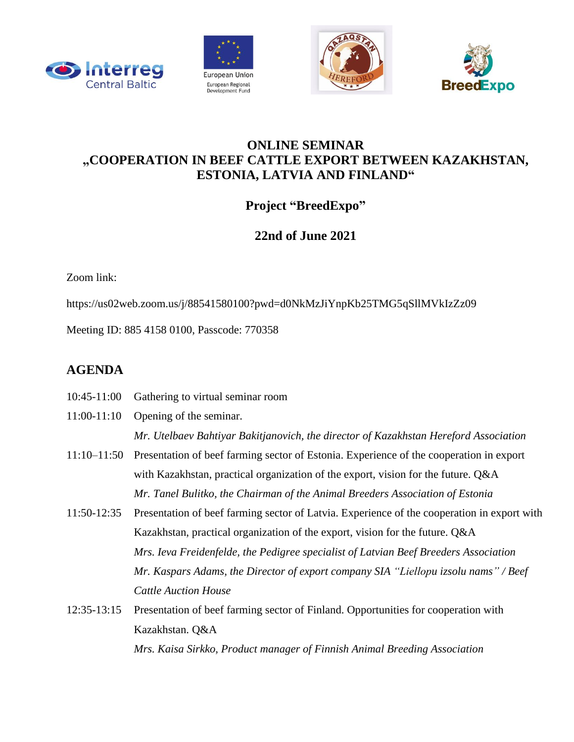# ONLINE SEMINAR
# „COOPERATION IN BEEF CATTLE EXPORT BETWEEN KAZAKHSTAN, ESTONIA, LATVIA AND FINLAND“

## Project “BreedExpo”

## 22nd of June 2021

Zoom link:

https://us02web.zoom.us/j/88541580100?pwd=d0NkMzJiYnpKb25TMG5qSllMVkIzZz09

Meeting ID: 885 4158 0100, Passcode: 770358

## AGENDA

| | |
|---|---|
| 10:45-11:00 | Gathering to virtual seminar room |
| 11:00-11:10 | Opening of the seminar.<br>*Mr. Utelbaev Bahtiyar Bakitjanovich, the director of Kazakhstan Hereford Association* |
| 11:10–11:50 | Presentation of beef farming sector of Estonia. Experience of the cooperation in export with Kazakhstan, practical organization of the export, vision for the future. Q&A<br>*Mr. Tanel Bulitko, the Chairman of the Animal Breeders Association of Estonia* |
| 11:50-12:35 | Presentation of beef farming sector of Latvia. Experience of the cooperation in export with Kazakhstan, practical organization of the export, vision for the future. Q&A<br>*Mrs. Ieva Freidenfelde, the Pedigree specialist of Latvian Beef Breeders Association*<br>*Mr. Kaspars Adams, the Director of export company SIA “Liellopu izsolu nams” / Beef Cattle Auction House* |
| 12:35-13:15 | Presentation of beef farming sector of Finland. Opportunities for cooperation with Kazakhstan. Q&A<br>*Mrs. Kaisa Sirkko, Product manager of Finnish Animal Breeding Association* |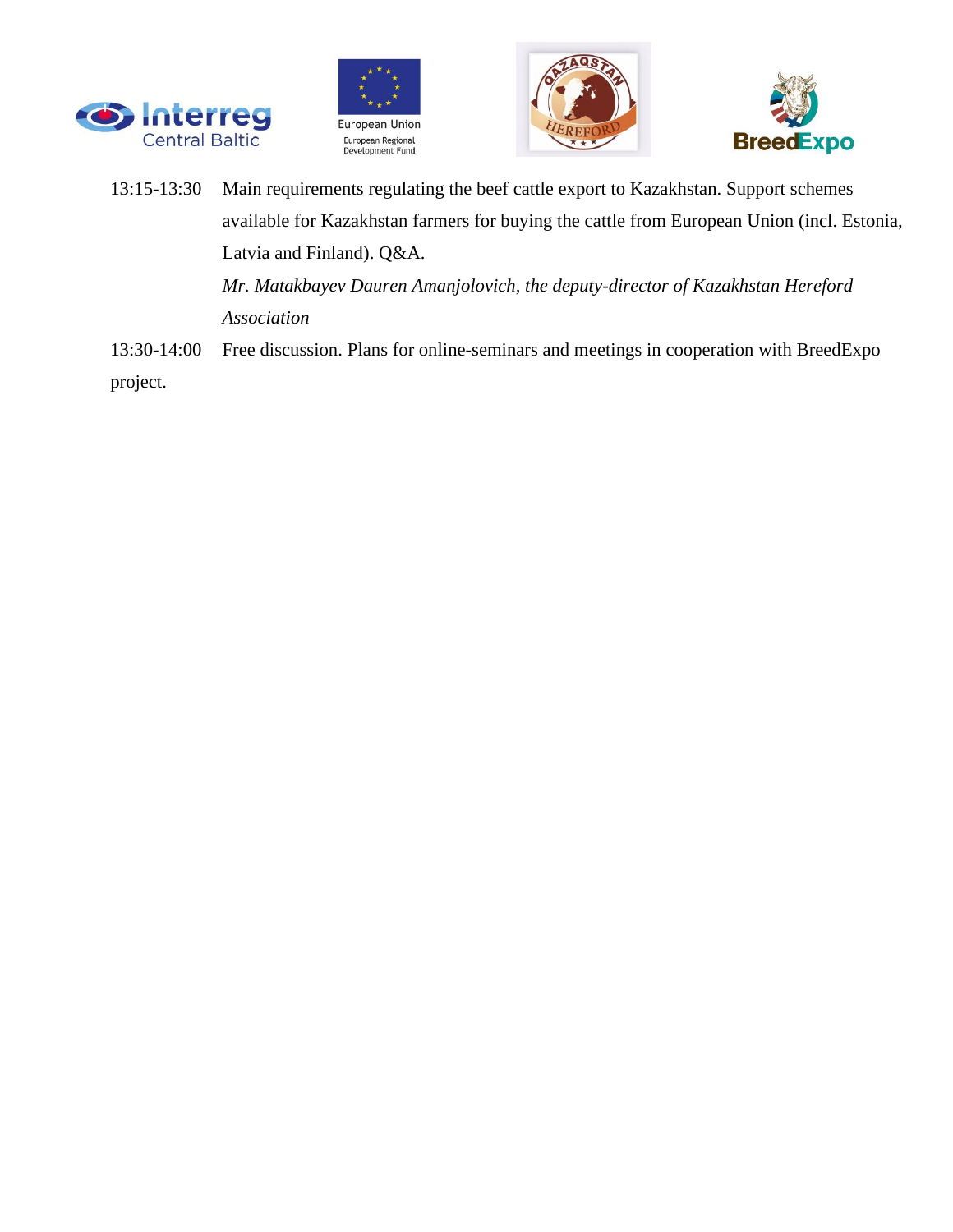13:15-13:30 Main requirements regulating the beef cattle export to Kazakhstan. Support schemes available for Kazakhstan farmers for buying the cattle from European Union (incl. Estonia, Latvia and Finland). Q&A.

*Mr. Matakbayev Dauren Amanjolovich, the deputy-director of Kazakhstan Hereford Association*

13:30-14:00 Free discussion. Plans for online-seminars and meetings in cooperation with BreedExpo project.